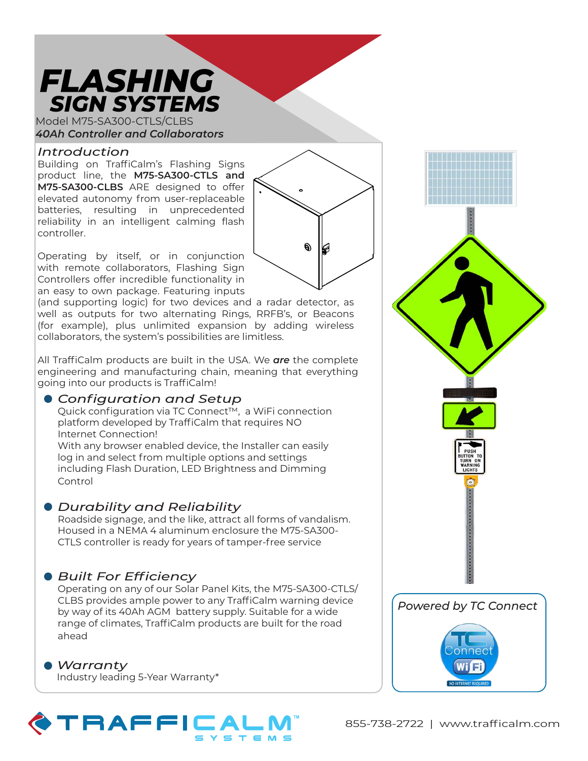# FLASHING SIGN SYSTEMS

Model M75-SA300-CTLS/CLBS

***40Ah Controller and Collaborators***

## *Introduction*

Building on TraffiCalm's Flashing Signs product line, the **M75-SA300-CTLS and M75-SA300-CLBS** ARE designed to offer elevated autonomy from user-replaceable batteries, resulting in unprecedented reliability in an intelligent calming flash controller.

Operating by itself, or in conjunction with remote collaborators, Flashing Sign Controllers offer incredible functionality in an easy to own package. Featuring inputs (and supporting logic) for two devices and a radar detector, as well as outputs for two alternating Rings, RRFB's, or Beacons (for example), plus unlimited expansion by adding wireless collaborators, the system's possibilities are limitless.

All TraffiCalm products are built in the USA. We ***are*** the complete engineering and manufacturing chain, meaning that everything going into our products is TraffiCalm!

- ### *Configuration and Setup*
  Quick configuration via TC Connect™, a WiFi connection platform developed by TraffiCalm that requires NO Internet Connection!
  With any browser enabled device, the Installer can easily log in and select from multiple options and settings including Flash Duration, LED Brightness and Dimming Control

- ### *Durability and Reliability*
  Roadside signage, and the like, attract all forms of vandalism. Housed in a NEMA 4 aluminum enclosure the M75-SA300-CTLS controller is ready for years of tamper-free service

- ### *Built For Efficiency*
  Operating on any of our Solar Panel Kits, the M75-SA300-CTLS/CLBS provides ample power to any TraffiCalm warning device by way of its 40Ah AGM battery supply. Suitable for a wide range of climates, TraffiCalm products are built for the road ahead

- ### *Warranty*
  Industry leading 5-Year Warranty*

PUSH BUTTON TO TURN ON WARNING LIGHTS

*Powered by TC Connect*

TC Connect WiFi NO INTERNET REQUIRED

TRAFFICALM™ SYSTEMS

855-738-2722 | www.trafficalm.com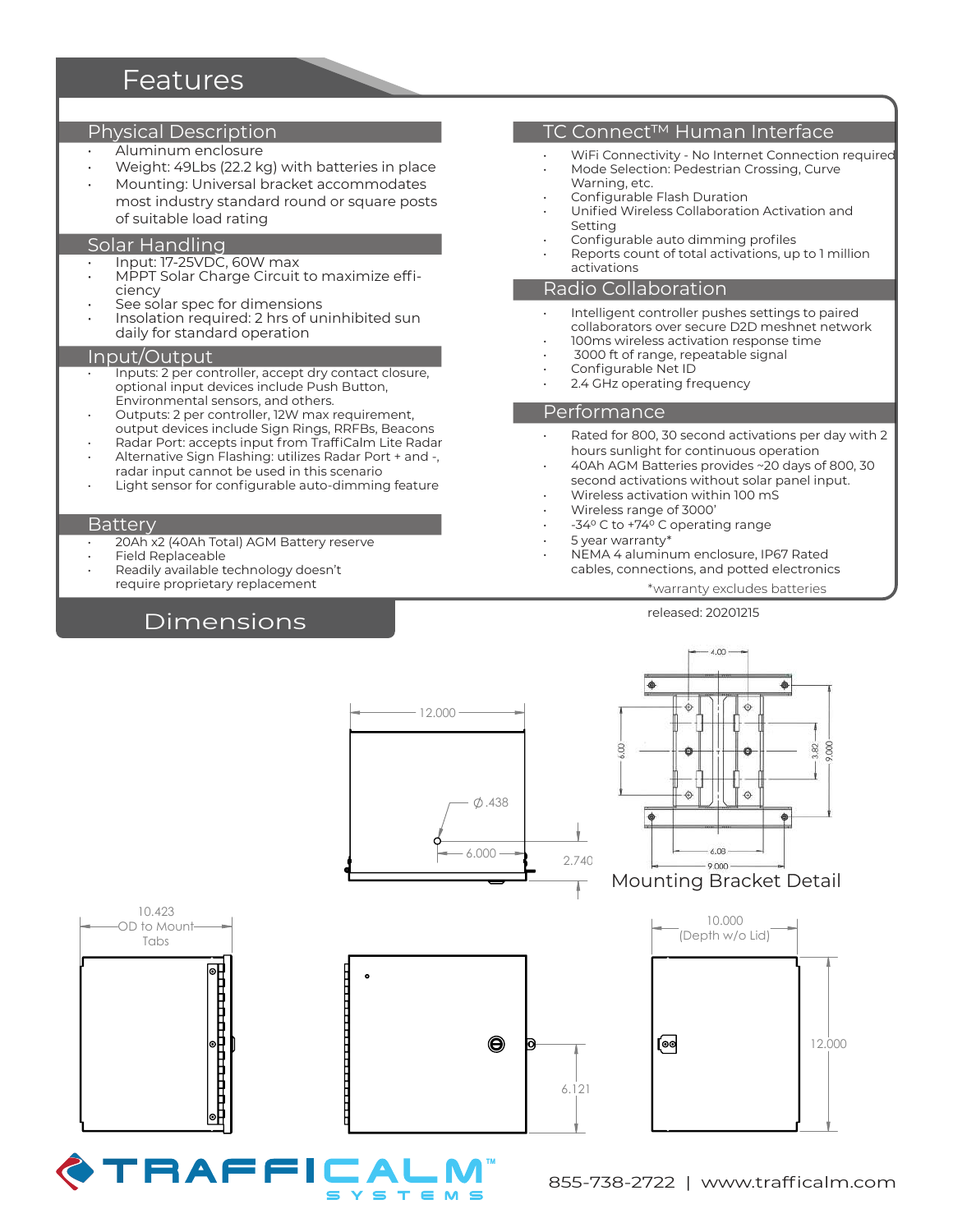# Features

## Physical Description

- Aluminum enclosure
- Weight: 49Lbs (22.2 kg) with batteries in place
- Mounting: Universal bracket accommodates most industry standard round or square posts of suitable load rating

## Solar Handling

- Input: 17-25VDC, 60W max
- MPPT Solar Charge Circuit to maximize efficiency
- See solar spec for dimensions
- Insolation required: 2 hrs of uninhibited sun daily for standard operation

## Input/Output

- Inputs: 2 per controller, accept dry contact closure, optional input devices include Push Button, Environmental sensors, and others.
- Outputs: 2 per controller, 12W max requirement, output devices include Sign Rings, RRFBs, Beacons
- Radar Port: accepts input from TraffiCalm Lite Radar
- Alternative Sign Flashing: utilizes Radar Port + and -, radar input cannot be used in this scenario
- Light sensor for configurable auto-dimming feature

## Battery

- 20Ah x2 (40Ah Total) AGM Battery reserve
- Field Replaceable
- Readily available technology doesn't require proprietary replacement

## TC Connect™ Human Interface

- WiFi Connectivity - No Internet Connection required
- Mode Selection: Pedestrian Crossing, Curve Warning, etc.
- Configurable Flash Duration
- Unified Wireless Collaboration Activation and Setting
- Configurable auto dimming profiles
- Reports count of total activations, up to 1 million activations

## Radio Collaboration

- Intelligent controller pushes settings to paired collaborators over secure D2D meshnet network
- 100ms wireless activation response time
- 3000 ft of range, repeatable signal
- Configurable Net ID
- 2.4 GHz operating frequency

## Performance

- Rated for 800, 30 second activations per day with 2 hours sunlight for continuous operation
- 40Ah AGM Batteries provides ~20 days of 800, 30 second activations without solar panel input.
- Wireless activation within 100 mS
- Wireless range of 3000'
- -34° C to +74° C operating range
- 5 year warranty*
- NEMA 4 aluminum enclosure, IP67 Rated cables, connections, and potted electronics

*warranty excludes batteries

released: 20201215

# Dimensions

12.000

∅.438

6.000

2.740

4.00

6.00

3.82

9.000

6.08

9.000

Mounting Bracket Detail

10.423
OD to Mount Tabs

6.121

10.000
(Depth w/o Lid)

12.000

TRAFFICALM™ SYSTEMS

855-738-2722 | www.trafficalm.com